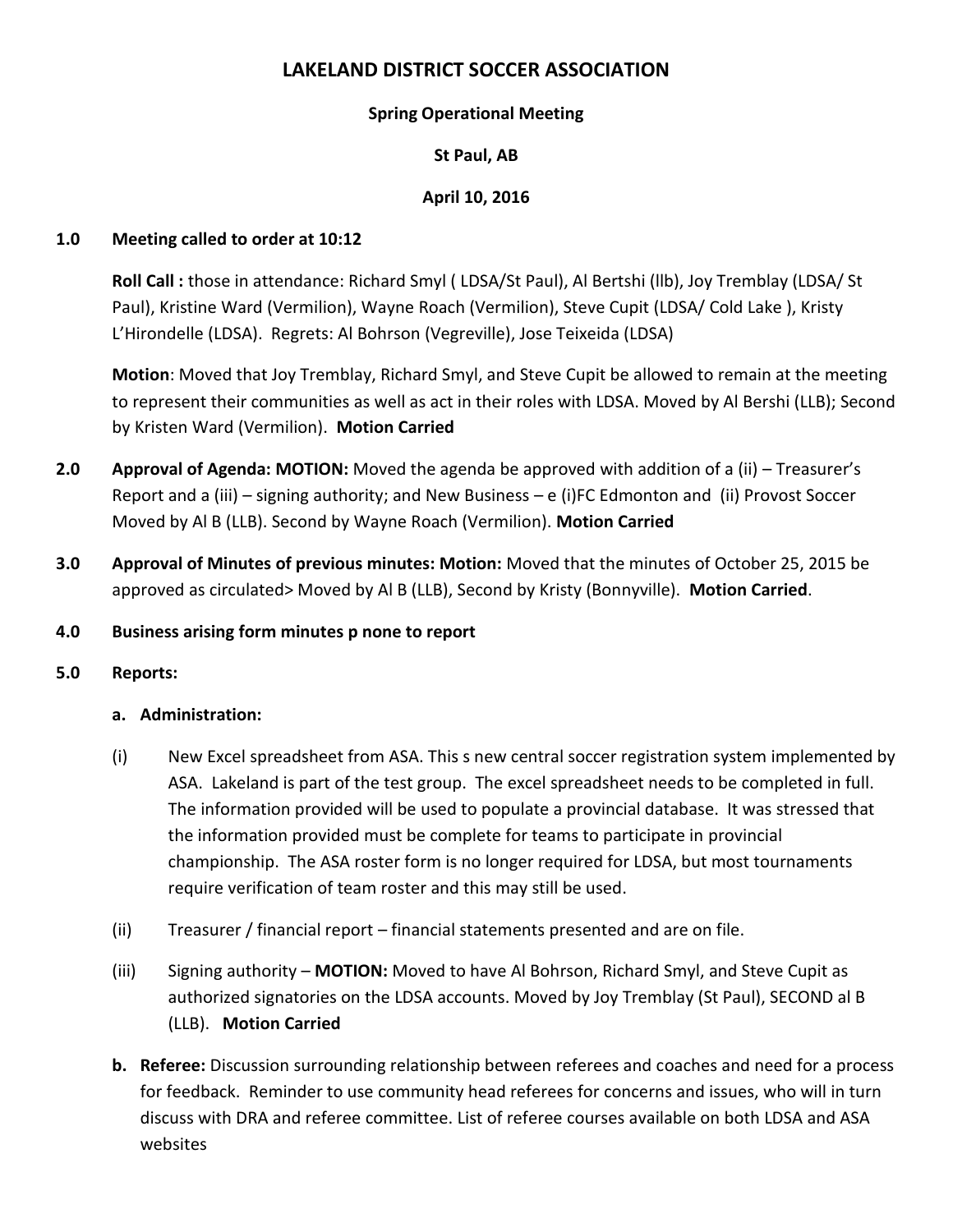# LAKELAND DISTRICT SOCCER ASSOCIATION

**Spring Operational Meeting**

**St Paul, AB**

**April 10, 2016**

**1.0 Meeting called to order at 10:12**

**Roll Call :** those in attendance: Richard Smyl ( LDSA/St Paul), Al Bertshi (llb), Joy Tremblay (LDSA/ St Paul), Kristine Ward (Vermilion), Wayne Roach (Vermilion), Steve Cupit (LDSA/ Cold Lake ), Kristy L'Hirondelle (LDSA). Regrets: Al Bohrson (Vegreville), Jose Teixeida (LDSA)

**Motion**: Moved that Joy Tremblay, Richard Smyl, and Steve Cupit be allowed to remain at the meeting to represent their communities as well as act in their roles with LDSA. Moved by Al Bershi (LLB); Second by Kristen Ward (Vermilion). **Motion Carried**

**2.0 Approval of Agenda: MOTION:** Moved the agenda be approved with addition of a (ii) – Treasurer's Report and a (iii) – signing authority; and New Business – e (i)FC Edmonton and (ii) Provost Soccer Moved by Al B (LLB). Second by Wayne Roach (Vermilion). **Motion Carried**

**3.0 Approval of Minutes of previous minutes: Motion:** Moved that the minutes of October 25, 2015 be approved as circulated> Moved by Al B (LLB), Second by Kristy (Bonnyville). **Motion Carried**.

**4.0 Business arising form minutes p none to report**

**5.0 Reports:**

**a. Administration:**

(i) New Excel spreadsheet from ASA. This s new central soccer registration system implemented by ASA. Lakeland is part of the test group. The excel spreadsheet needs to be completed in full. The information provided will be used to populate a provincial database. It was stressed that the information provided must be complete for teams to participate in provincial championship. The ASA roster form is no longer required for LDSA, but most tournaments require verification of team roster and this may still be used.

(ii) Treasurer / financial report – financial statements presented and are on file.

(iii) Signing authority – **MOTION:** Moved to have Al Bohrson, Richard Smyl, and Steve Cupit as authorized signatories on the LDSA accounts. Moved by Joy Tremblay (St Paul), SECOND al B (LLB). **Motion Carried**

**b. Referee:** Discussion surrounding relationship between referees and coaches and need for a process for feedback. Reminder to use community head referees for concerns and issues, who will in turn discuss with DRA and referee committee. List of referee courses available on both LDSA and ASA websites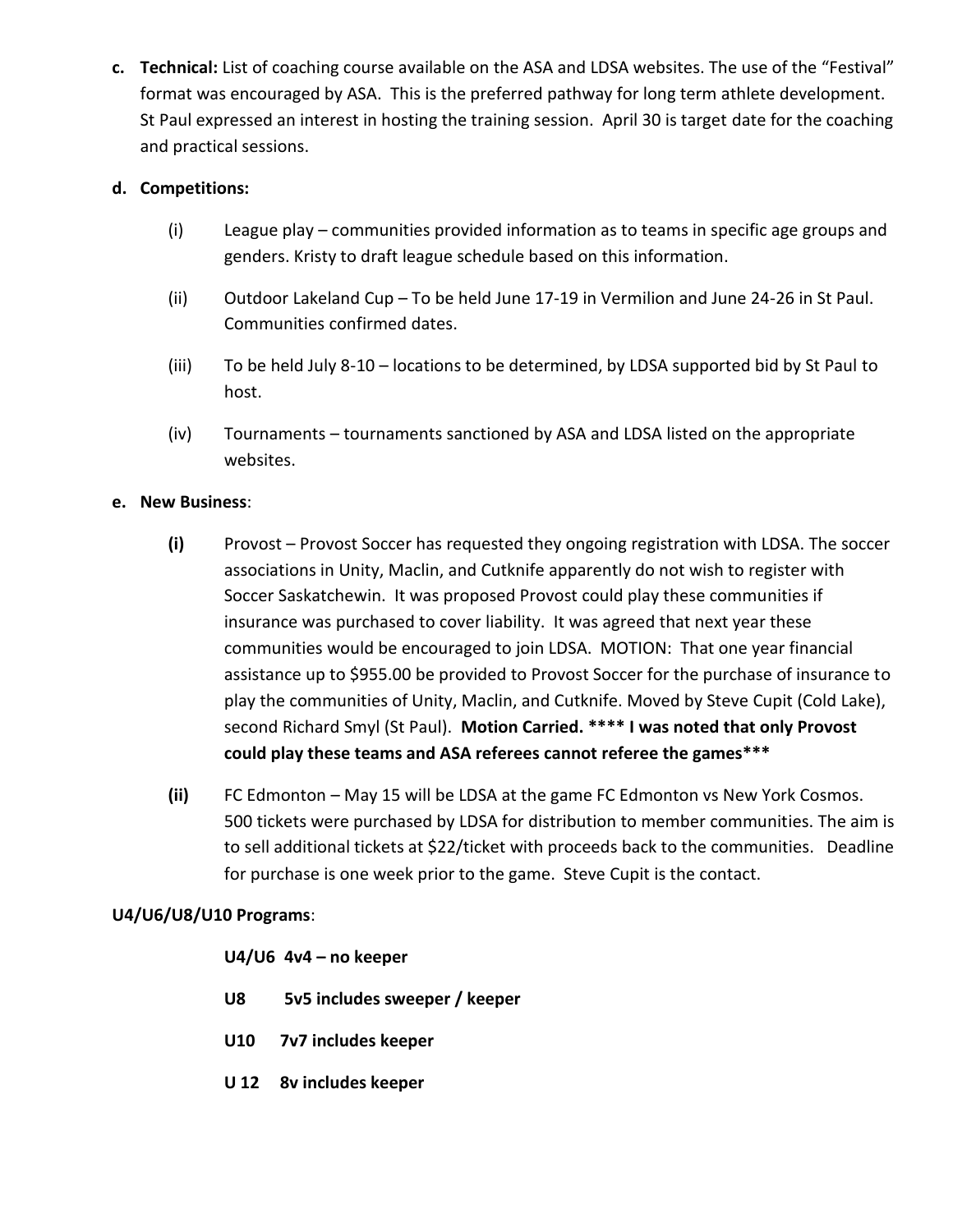**c. Technical:** List of coaching course available on the ASA and LDSA websites. The use of the "Festival" format was encouraged by ASA. This is the preferred pathway for long term athlete development. St Paul expressed an interest in hosting the training session. April 30 is target date for the coaching and practical sessions.

**d. Competitions:**

(i) League play – communities provided information as to teams in specific age groups and genders. Kristy to draft league schedule based on this information.

(ii) Outdoor Lakeland Cup – To be held June 17-19 in Vermilion and June 24-26 in St Paul. Communities confirmed dates.

(iii) To be held July 8-10 – locations to be determined, by LDSA supported bid by St Paul to host.

(iv) Tournaments – tournaments sanctioned by ASA and LDSA listed on the appropriate websites.

**e. New Business**:

**(i)** Provost – Provost Soccer has requested they ongoing registration with LDSA. The soccer associations in Unity, Maclin, and Cutknife apparently do not wish to register with Soccer Saskatchewin. It was proposed Provost could play these communities if insurance was purchased to cover liability. It was agreed that next year these communities would be encouraged to join LDSA. MOTION: That one year financial assistance up to $955.00 be provided to Provost Soccer for the purchase of insurance to play the communities of Unity, Maclin, and Cutknife. Moved by Steve Cupit (Cold Lake), second Richard Smyl (St Paul). **Motion Carried. **** I was noted that only Provost could play these teams and ASA referees cannot referee the games*****

**(ii)** FC Edmonton – May 15 will be LDSA at the game FC Edmonton vs New York Cosmos. 500 tickets were purchased by LDSA for distribution to member communities. The aim is to sell additional tickets at $22/ticket with proceeds back to the communities. Deadline for purchase is one week prior to the game. Steve Cupit is the contact.

**U4/U6/U8/U10 Programs**:

**U4/U6 4v4 – no keeper**

**U8 5v5 includes sweeper / keeper**

**U10 7v7 includes keeper**

**U 12 8v includes keeper**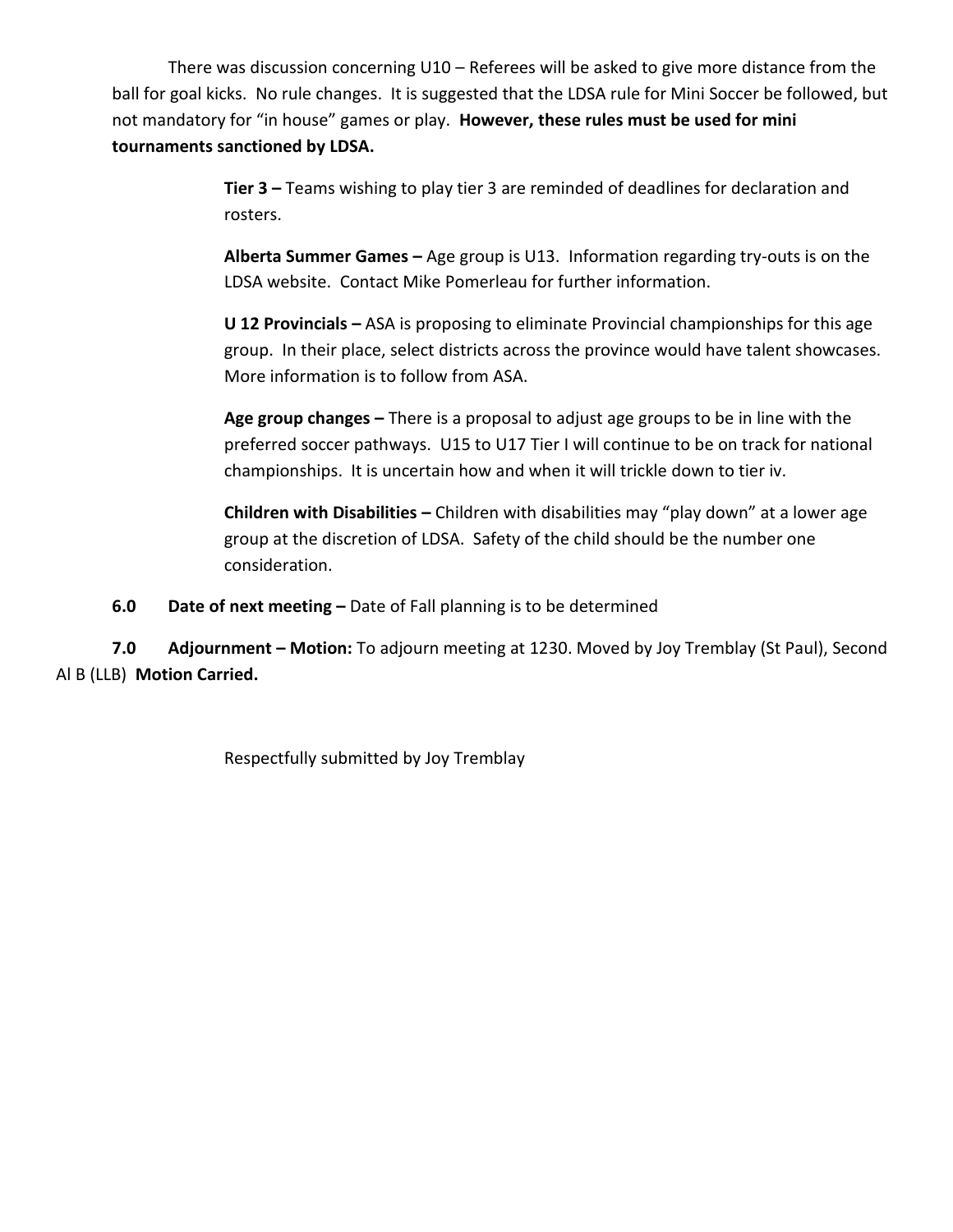There was discussion concerning U10 – Referees will be asked to give more distance from the ball for goal kicks. No rule changes. It is suggested that the LDSA rule for Mini Soccer be followed, but not mandatory for "in house" games or play. **However, these rules must be used for mini tournaments sanctioned by LDSA.**

**Tier 3 –** Teams wishing to play tier 3 are reminded of deadlines for declaration and rosters.

**Alberta Summer Games –** Age group is U13. Information regarding try-outs is on the LDSA website. Contact Mike Pomerleau for further information.

**U 12 Provincials –** ASA is proposing to eliminate Provincial championships for this age group. In their place, select districts across the province would have talent showcases. More information is to follow from ASA.

**Age group changes –** There is a proposal to adjust age groups to be in line with the preferred soccer pathways. U15 to U17 Tier I will continue to be on track for national championships. It is uncertain how and when it will trickle down to tier iv.

**Children with Disabilities –** Children with disabilities may "play down" at a lower age group at the discretion of LDSA. Safety of the child should be the number one consideration.

**6.0 Date of next meeting –** Date of Fall planning is to be determined

**7.0 Adjournment – Motion:** To adjourn meeting at 1230. Moved by Joy Tremblay (St Paul), Second Al B (LLB) **Motion Carried.**

Respectfully submitted by Joy Tremblay